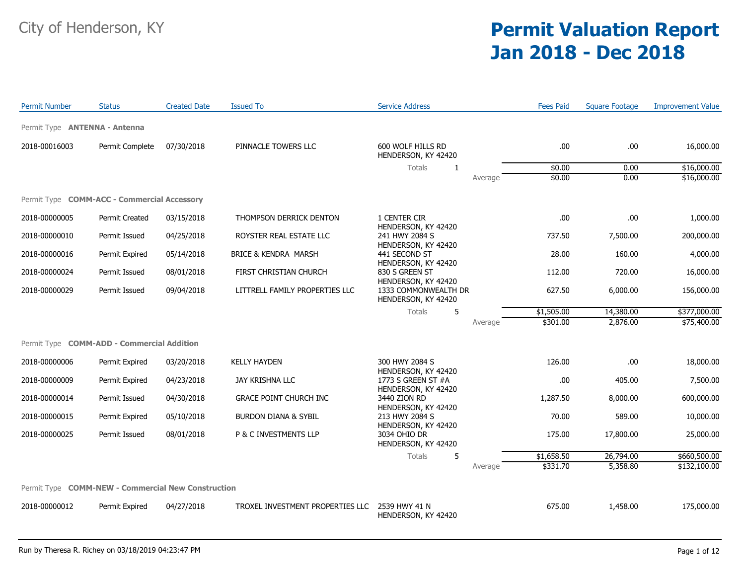City of Henderson, KY

# Permit Valuation Report
# Jan 2018 - Dec 2018

| Permit Number | Status | Created Date | Issued To | Service Address | | Fees Paid | Square Footage | Improvement Value |
|---|---|---|---|---|---|---|---|---|
| **Permit Type ANTENNA - Antenna** | | | | | | | | |
| 2018-00016003 | Permit Complete | 07/30/2018 | PINNACLE TOWERS LLC | 600 WOLF HILLS RD HENDERSON, KY 42420 | | .00 | .00 | 16,000.00 |
| | | | | Totals | 1 | $0.00 | 0.00 | $16,000.00 |
| | | | | | Average | $0.00 | 0.00 | $16,000.00 |
| **Permit Type COMM-ACC - Commercial Accessory** | | | | | | | | |
| 2018-00000005 | Permit Created | 03/15/2018 | THOMPSON DERRICK DENTON | 1 CENTER CIR HENDERSON, KY 42420 | | .00 | .00 | 1,000.00 |
| 2018-00000010 | Permit Issued | 04/25/2018 | ROYSTER REAL ESTATE LLC | 241 HWY 2084 S HENDERSON, KY 42420 | | 737.50 | 7,500.00 | 200,000.00 |
| 2018-00000016 | Permit Expired | 05/14/2018 | BRICE & KENDRA MARSH | 441 SECOND ST HENDERSON, KY 42420 | | 28.00 | 160.00 | 4,000.00 |
| 2018-00000024 | Permit Issued | 08/01/2018 | FIRST CHRISTIAN CHURCH | 830 S GREEN ST HENDERSON, KY 42420 | | 112.00 | 720.00 | 16,000.00 |
| 2018-00000029 | Permit Issued | 09/04/2018 | LITTRELL FAMILY PROPERTIES LLC | 1333 COMMONWEALTH DR HENDERSON, KY 42420 | | 627.50 | 6,000.00 | 156,000.00 |
| | | | | Totals | 5 | $1,505.00 | 14,380.00 | $377,000.00 |
| | | | | | Average | $301.00 | 2,876.00 | $75,400.00 |
| **Permit Type COMM-ADD - Commercial Addition** | | | | | | | | |
| 2018-00000006 | Permit Expired | 03/20/2018 | KELLY HAYDEN | 300 HWY 2084 S HENDERSON, KY 42420 | | 126.00 | .00 | 18,000.00 |
| 2018-00000009 | Permit Expired | 04/23/2018 | JAY KRISHNA LLC | 1773 S GREEN ST #A HENDERSON, KY 42420 | | .00 | 405.00 | 7,500.00 |
| 2018-00000014 | Permit Issued | 04/30/2018 | GRACE POINT CHURCH INC | 3440 ZION RD HENDERSON, KY 42420 | | 1,287.50 | 8,000.00 | 600,000.00 |
| 2018-00000015 | Permit Expired | 05/10/2018 | BURDON DIANA & SYBIL | 213 HWY 2084 S HENDERSON, KY 42420 | | 70.00 | 589.00 | 10,000.00 |
| 2018-00000025 | Permit Issued | 08/01/2018 | P & C INVESTMENTS LLP | 3034 OHIO DR HENDERSON, KY 42420 | | 175.00 | 17,800.00 | 25,000.00 |
| | | | | Totals | 5 | $1,658.50 | 26,794.00 | $660,500.00 |
| | | | | | Average | $331.70 | 5,358.80 | $132,100.00 |
| **Permit Type COMM-NEW - Commercial New Construction** | | | | | | | | |
| 2018-00000012 | Permit Expired | 04/27/2018 | TROXEL INVESTMENT PROPERTIES LLC | 2539 HWY 41 N HENDERSON, KY 42420 | | 675.00 | 1,458.00 | 175,000.00 |

Run by Theresa R. Richey on 03/18/2019 04:23:47 PM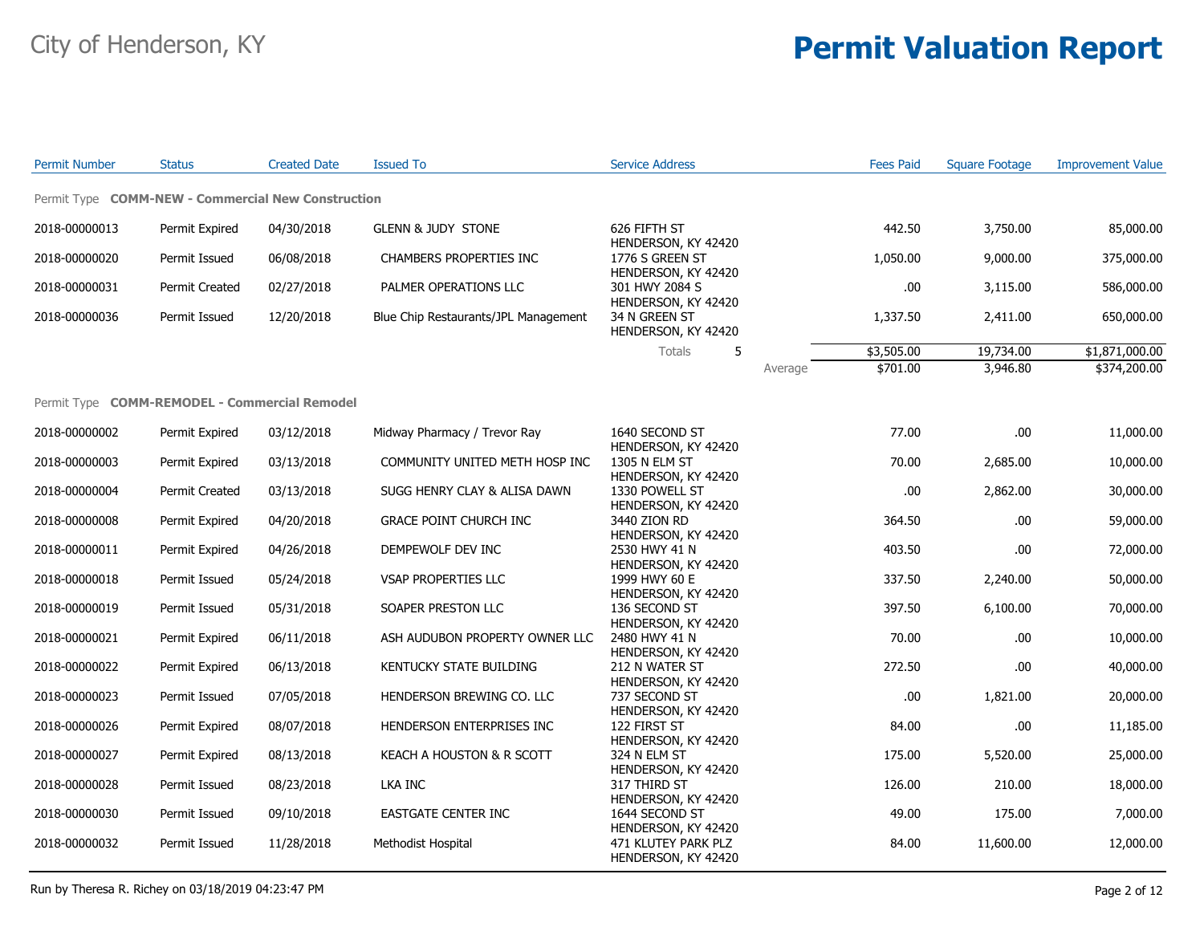City of Henderson, KY

# Permit Valuation Report

| Permit Number | Status | Created Date | Issued To | Service Address | Fees Paid | Square Footage | Improvement Value |
|---|---|---|---|---|---|---|---|
| Permit Type **COMM-NEW - Commercial New Construction** | | | | | | | |
| 2018-00000013 | Permit Expired | 04/30/2018 | GLENN & JUDY STONE | 626 FIFTH ST HENDERSON, KY 42420 | 442.50 | 3,750.00 | 85,000.00 |
| 2018-00000020 | Permit Issued | 06/08/2018 | CHAMBERS PROPERTIES INC | 1776 S GREEN ST HENDERSON, KY 42420 | 1,050.00 | 9,000.00 | 375,000.00 |
| 2018-00000031 | Permit Created | 02/27/2018 | PALMER OPERATIONS LLC | 301 HWY 2084 S HENDERSON, KY 42420 | .00 | 3,115.00 | 586,000.00 |
| 2018-00000036 | Permit Issued | 12/20/2018 | Blue Chip Restaurants/JPL Management | 34 N GREEN ST HENDERSON, KY 42420 | 1,337.50 | 2,411.00 | 650,000.00 |
| | | | | Totals 5 | $3,505.00 | 19,734.00 | $1,871,000.00 |
| | | | | Average | $701.00 | 3,946.80 | $374,200.00 |
| Permit Type **COMM-REMODEL - Commercial Remodel** | | | | | | | |
| 2018-00000002 | Permit Expired | 03/12/2018 | Midway Pharmacy / Trevor Ray | 1640 SECOND ST HENDERSON, KY 42420 | 77.00 | .00 | 11,000.00 |
| 2018-00000003 | Permit Expired | 03/13/2018 | COMMUNITY UNITED METH HOSP INC | 1305 N ELM ST HENDERSON, KY 42420 | 70.00 | 2,685.00 | 10,000.00 |
| 2018-00000004 | Permit Created | 03/13/2018 | SUGG HENRY CLAY & ALISA DAWN | 1330 POWELL ST HENDERSON, KY 42420 | .00 | 2,862.00 | 30,000.00 |
| 2018-00000008 | Permit Expired | 04/20/2018 | GRACE POINT CHURCH INC | 3440 ZION RD HENDERSON, KY 42420 | 364.50 | .00 | 59,000.00 |
| 2018-00000011 | Permit Expired | 04/26/2018 | DEMPEWOLF DEV INC | 2530 HWY 41 N HENDERSON, KY 42420 | 403.50 | .00 | 72,000.00 |
| 2018-00000018 | Permit Issued | 05/24/2018 | VSAP PROPERTIES LLC | 1999 HWY 60 E HENDERSON, KY 42420 | 337.50 | 2,240.00 | 50,000.00 |
| 2018-00000019 | Permit Issued | 05/31/2018 | SOAPER PRESTON LLC | 136 SECOND ST HENDERSON, KY 42420 | 397.50 | 6,100.00 | 70,000.00 |
| 2018-00000021 | Permit Expired | 06/11/2018 | ASH AUDUBON PROPERTY OWNER LLC | 2480 HWY 41 N HENDERSON, KY 42420 | 70.00 | .00 | 10,000.00 |
| 2018-00000022 | Permit Expired | 06/13/2018 | KENTUCKY STATE BUILDING | 212 N WATER ST HENDERSON, KY 42420 | 272.50 | .00 | 40,000.00 |
| 2018-00000023 | Permit Issued | 07/05/2018 | HENDERSON BREWING CO. LLC | 737 SECOND ST HENDERSON, KY 42420 | .00 | 1,821.00 | 20,000.00 |
| 2018-00000026 | Permit Expired | 08/07/2018 | HENDERSON ENTERPRISES INC | 122 FIRST ST HENDERSON, KY 42420 | 84.00 | .00 | 11,185.00 |
| 2018-00000027 | Permit Expired | 08/13/2018 | KEACH A HOUSTON & R SCOTT | 324 N ELM ST HENDERSON, KY 42420 | 175.00 | 5,520.00 | 25,000.00 |
| 2018-00000028 | Permit Issued | 08/23/2018 | LKA INC | 317 THIRD ST HENDERSON, KY 42420 | 126.00 | 210.00 | 18,000.00 |
| 2018-00000030 | Permit Issued | 09/10/2018 | EASTGATE CENTER INC | 1644 SECOND ST HENDERSON, KY 42420 | 49.00 | 175.00 | 7,000.00 |
| 2018-00000032 | Permit Issued | 11/28/2018 | Methodist Hospital | 471 KLUTEY PARK PLZ HENDERSON, KY 42420 | 84.00 | 11,600.00 | 12,000.00 |

Run by Theresa R. Richey on 03/18/2019 04:23:47 PM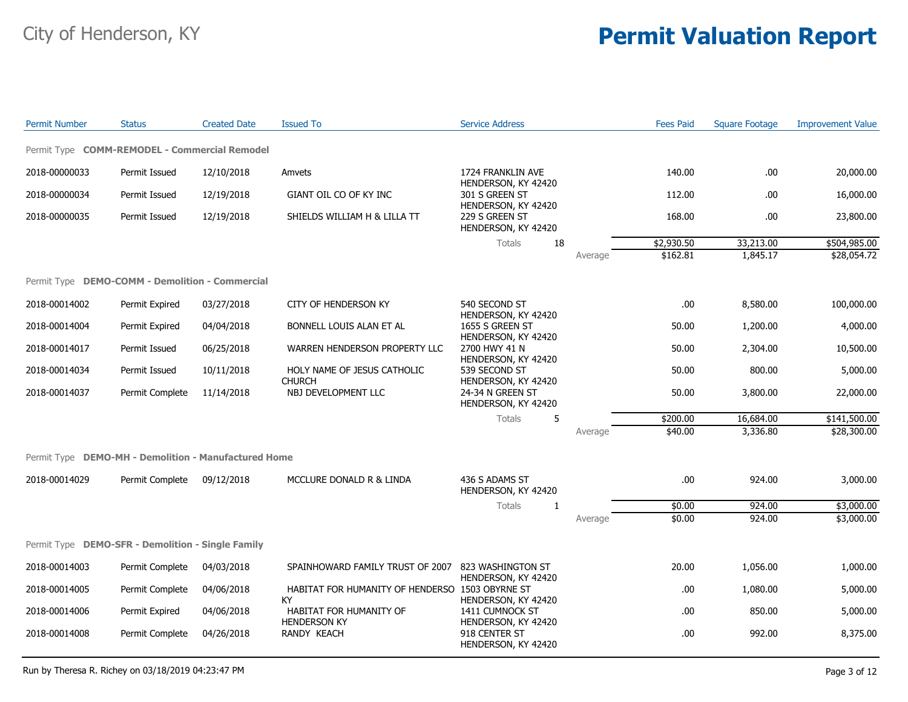# City of Henderson, KY

# Permit Valuation Report

| Permit Number | Status | Created Date | Issued To | Service Address | | | Fees Paid | Square Footage | Improvement Value |
|---|---|---|---|---|---|---|---|---|---|
| **Permit Type COMM-REMODEL - Commercial Remodel** | | | | | | | | | |
| 2018-00000033 | Permit Issued | 12/10/2018 | Amvets | 1724 FRANKLIN AVE HENDERSON, KY 42420 | | | 140.00 | .00 | 20,000.00 |
| 2018-00000034 | Permit Issued | 12/19/2018 | GIANT OIL CO OF KY INC | 301 S GREEN ST HENDERSON, KY 42420 | | | 112.00 | .00 | 16,000.00 |
| 2018-00000035 | Permit Issued | 12/19/2018 | SHIELDS WILLIAM H & LILLA TT | 229 S GREEN ST HENDERSON, KY 42420 | | | 168.00 | .00 | 23,800.00 |
| | | | | Totals | 18 | | $2,930.50 | 33,213.00 | $504,985.00 |
| | | | | | | Average | $162.81 | 1,845.17 | $28,054.72 |
| **Permit Type DEMO-COMM - Demolition - Commercial** | | | | | | | | | |
| 2018-00014002 | Permit Expired | 03/27/2018 | CITY OF HENDERSON KY | 540 SECOND ST HENDERSON, KY 42420 | | | .00 | 8,580.00 | 100,000.00 |
| 2018-00014004 | Permit Expired | 04/04/2018 | BONNELL LOUIS ALAN ET AL | 1655 S GREEN ST HENDERSON, KY 42420 | | | 50.00 | 1,200.00 | 4,000.00 |
| 2018-00014017 | Permit Issued | 06/25/2018 | WARREN HENDERSON PROPERTY LLC | 2700 HWY 41 N HENDERSON, KY 42420 | | | 50.00 | 2,304.00 | 10,500.00 |
| 2018-00014034 | Permit Issued | 10/11/2018 | HOLY NAME OF JESUS CATHOLIC CHURCH | 539 SECOND ST HENDERSON, KY 42420 | | | 50.00 | 800.00 | 5,000.00 |
| 2018-00014037 | Permit Complete | 11/14/2018 | NBJ DEVELOPMENT LLC | 24-34 N GREEN ST HENDERSON, KY 42420 | | | 50.00 | 3,800.00 | 22,000.00 |
| | | | | Totals | 5 | | $200.00 | 16,684.00 | $141,500.00 |
| | | | | | | Average | $40.00 | 3,336.80 | $28,300.00 |
| **Permit Type DEMO-MH - Demolition - Manufactured Home** | | | | | | | | | |
| 2018-00014029 | Permit Complete | 09/12/2018 | MCCLURE DONALD R & LINDA | 436 S ADAMS ST HENDERSON, KY 42420 | | | .00 | 924.00 | 3,000.00 |
| | | | | Totals | 1 | | $0.00 | 924.00 | $3,000.00 |
| | | | | | | Average | $0.00 | 924.00 | $3,000.00 |
| **Permit Type DEMO-SFR - Demolition - Single Family** | | | | | | | | | |
| 2018-00014003 | Permit Complete | 04/03/2018 | SPAINHOWARD FAMILY TRUST OF 2007 | 823 WASHINGTON ST HENDERSON, KY 42420 | | | 20.00 | 1,056.00 | 1,000.00 |
| 2018-00014005 | Permit Complete | 04/06/2018 | HABITAT FOR HUMANITY OF HENDERSO KY | 1503 OBYRNE ST HENDERSON, KY 42420 | | | .00 | 1,080.00 | 5,000.00 |
| 2018-00014006 | Permit Expired | 04/06/2018 | HABITAT FOR HUMANITY OF HENDERSON KY | 1411 CUMNOCK ST HENDERSON, KY 42420 | | | .00 | 850.00 | 5,000.00 |
| 2018-00014008 | Permit Complete | 04/26/2018 | RANDY KEACH | 918 CENTER ST HENDERSON, KY 42420 | | | .00 | 992.00 | 8,375.00 |

Run by Theresa R. Richey on 03/18/2019 04:23:47 PM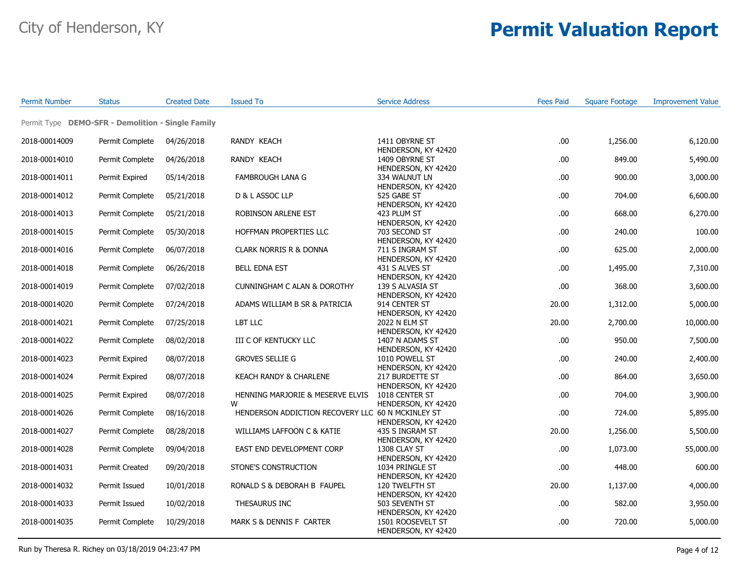City of Henderson, KY

# Permit Valuation Report

| Permit Number | Status | Created Date | Issued To | Service Address | Fees Paid | Square Footage | Improvement Value |
|---|---|---|---|---|---|---|---|
| **Permit Type DEMO-SFR - Demolition - Single Family** | | | | | | | |
| 2018-00014009 | Permit Complete | 04/26/2018 | RANDY KEACH | 1411 OBYRNE ST HENDERSON, KY 42420 | .00 | 1,256.00 | 6,120.00 |
| 2018-00014010 | Permit Complete | 04/26/2018 | RANDY KEACH | 1409 OBYRNE ST HENDERSON, KY 42420 | .00 | 849.00 | 5,490.00 |
| 2018-00014011 | Permit Expired | 05/14/2018 | FAMBROUGH LANA G | 334 WALNUT LN HENDERSON, KY 42420 | .00 | 900.00 | 3,000.00 |
| 2018-00014012 | Permit Complete | 05/21/2018 | D & L ASSOC LLP | 525 GABE ST HENDERSON, KY 42420 | .00 | 704.00 | 6,600.00 |
| 2018-00014013 | Permit Complete | 05/21/2018 | ROBINSON ARLENE EST | 423 PLUM ST HENDERSON, KY 42420 | .00 | 668.00 | 6,270.00 |
| 2018-00014015 | Permit Complete | 05/30/2018 | HOFFMAN PROPERTIES LLC | 703 SECOND ST HENDERSON, KY 42420 | .00 | 240.00 | 100.00 |
| 2018-00014016 | Permit Complete | 06/07/2018 | CLARK NORRIS R & DONNA | 711 S INGRAM ST HENDERSON, KY 42420 | .00 | 625.00 | 2,000.00 |
| 2018-00014018 | Permit Complete | 06/26/2018 | BELL EDNA EST | 431 S ALVES ST HENDERSON, KY 42420 | .00 | 1,495.00 | 7,310.00 |
| 2018-00014019 | Permit Complete | 07/02/2018 | CUNNINGHAM C ALAN & DOROTHY | 139 S ALVASIA ST HENDERSON, KY 42420 | .00 | 368.00 | 3,600.00 |
| 2018-00014020 | Permit Complete | 07/24/2018 | ADAMS WILLIAM B SR & PATRICIA | 914 CENTER ST HENDERSON, KY 42420 | 20.00 | 1,312.00 | 5,000.00 |
| 2018-00014021 | Permit Complete | 07/25/2018 | LBT LLC | 2022 N ELM ST HENDERSON, KY 42420 | 20.00 | 2,700.00 | 10,000.00 |
| 2018-00014022 | Permit Complete | 08/02/2018 | III C OF KENTUCKY LLC | 1407 N ADAMS ST HENDERSON, KY 42420 | .00 | 950.00 | 7,500.00 |
| 2018-00014023 | Permit Expired | 08/07/2018 | GROVES SELLIE G | 1010 POWELL ST HENDERSON, KY 42420 | .00 | 240.00 | 2,400.00 |
| 2018-00014024 | Permit Expired | 08/07/2018 | KEACH RANDY & CHARLENE | 217 BURDETTE ST HENDERSON, KY 42420 | .00 | 864.00 | 3,650.00 |
| 2018-00014025 | Permit Expired | 08/07/2018 | HENNING MARJORIE & MESERVE ELVIS W | 1018 CENTER ST HENDERSON, KY 42420 | .00 | 704.00 | 3,900.00 |
| 2018-00014026 | Permit Complete | 08/16/2018 | HENDERSON ADDICTION RECOVERY LLC | 60 N MCKINLEY ST HENDERSON, KY 42420 | .00 | 724.00 | 5,895.00 |
| 2018-00014027 | Permit Complete | 08/28/2018 | WILLIAMS LAFFOON C & KATIE | 435 S INGRAM ST HENDERSON, KY 42420 | 20.00 | 1,256.00 | 5,500.00 |
| 2018-00014028 | Permit Complete | 09/04/2018 | EAST END DEVELOPMENT CORP | 1308 CLAY ST HENDERSON, KY 42420 | .00 | 1,073.00 | 55,000.00 |
| 2018-00014031 | Permit Created | 09/20/2018 | STONE'S CONSTRUCTION | 1034 PRINGLE ST HENDERSON, KY 42420 | .00 | 448.00 | 600.00 |
| 2018-00014032 | Permit Issued | 10/01/2018 | RONALD S & DEBORAH B FAUPEL | 120 TWELFTH ST HENDERSON, KY 42420 | 20.00 | 1,137.00 | 4,000.00 |
| 2018-00014033 | Permit Issued | 10/02/2018 | THESAURUS INC | 503 SEVENTH ST HENDERSON, KY 42420 | .00 | 582.00 | 3,950.00 |
| 2018-00014035 | Permit Complete | 10/29/2018 | MARK S & DENNIS F CARTER | 1501 ROOSEVELT ST HENDERSON, KY 42420 | .00 | 720.00 | 5,000.00 |

Run by Theresa R. Richey on 03/18/2019 04:23:47 PM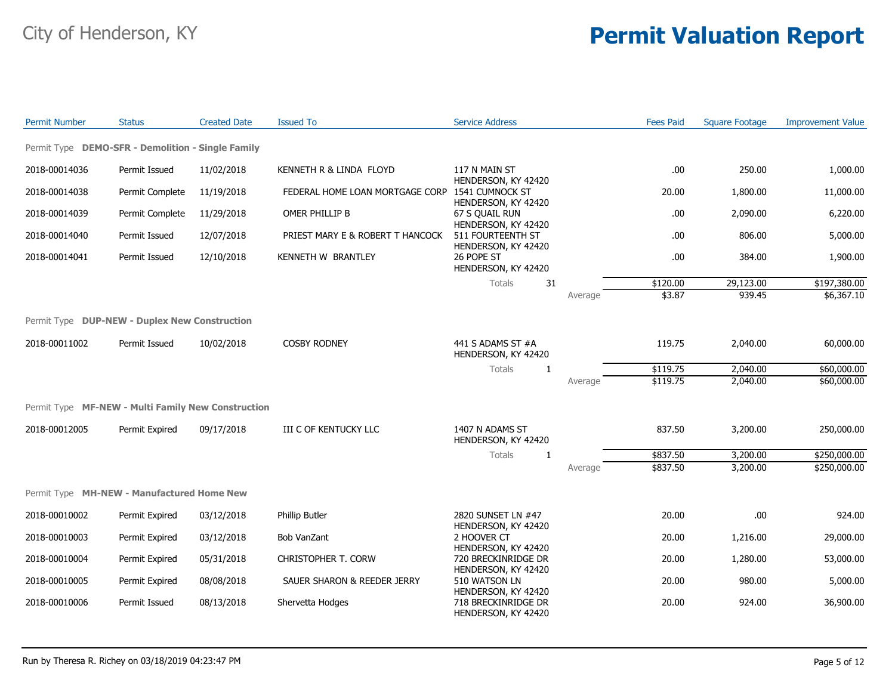# City of Henderson, KY

# Permit Valuation Report

| Permit Number | Status | Created Date | Issued To | Service Address | | Fees Paid | Square Footage | Improvement Value |
|---|---|---|---|---|---|---|---|---|
| **Permit Type DEMO-SFR - Demolition - Single Family** | | | | | | | | |
| 2018-00014036 | Permit Issued | 11/02/2018 | KENNETH R & LINDA FLOYD | 117 N MAIN ST HENDERSON, KY 42420 | | .00 | 250.00 | 1,000.00 |
| 2018-00014038 | Permit Complete | 11/19/2018 | FEDERAL HOME LOAN MORTGAGE CORP | 1541 CUMNOCK ST HENDERSON, KY 42420 | | 20.00 | 1,800.00 | 11,000.00 |
| 2018-00014039 | Permit Complete | 11/29/2018 | OMER PHILLIP B | 67 S QUAIL RUN HENDERSON, KY 42420 | | .00 | 2,090.00 | 6,220.00 |
| 2018-00014040 | Permit Issued | 12/07/2018 | PRIEST MARY E & ROBERT T HANCOCK | 511 FOURTEENTH ST HENDERSON, KY 42420 | | .00 | 806.00 | 5,000.00 |
| 2018-00014041 | Permit Issued | 12/10/2018 | KENNETH W BRANTLEY | 26 POPE ST HENDERSON, KY 42420 | | .00 | 384.00 | 1,900.00 |
| | | | | Totals | 31 | $120.00 | 29,123.00 | $197,380.00 |
| | | | | | Average | $3.87 | 939.45 | $6,367.10 |
| **Permit Type DUP-NEW - Duplex New Construction** | | | | | | | | |
| 2018-00011002 | Permit Issued | 10/02/2018 | COSBY RODNEY | 441 S ADAMS ST #A HENDERSON, KY 42420 | | 119.75 | 2,040.00 | 60,000.00 |
| | | | | Totals | 1 | $119.75 | 2,040.00 | $60,000.00 |
| | | | | | Average | $119.75 | 2,040.00 | $60,000.00 |
| **Permit Type MF-NEW - Multi Family New Construction** | | | | | | | | |
| 2018-00012005 | Permit Expired | 09/17/2018 | III C OF KENTUCKY LLC | 1407 N ADAMS ST HENDERSON, KY 42420 | | 837.50 | 3,200.00 | 250,000.00 |
| | | | | Totals | 1 | $837.50 | 3,200.00 | $250,000.00 |
| | | | | | Average | $837.50 | 3,200.00 | $250,000.00 |
| **Permit Type MH-NEW - Manufactured Home New** | | | | | | | | |
| 2018-00010002 | Permit Expired | 03/12/2018 | Phillip Butler | 2820 SUNSET LN #47 HENDERSON, KY 42420 | | 20.00 | .00 | 924.00 |
| 2018-00010003 | Permit Expired | 03/12/2018 | Bob VanZant | 2 HOOVER CT HENDERSON, KY 42420 | | 20.00 | 1,216.00 | 29,000.00 |
| 2018-00010004 | Permit Expired | 05/31/2018 | CHRISTOPHER T. CORW | 720 BRECKINRIDGE DR HENDERSON, KY 42420 | | 20.00 | 1,280.00 | 53,000.00 |
| 2018-00010005 | Permit Expired | 08/08/2018 | SAUER SHARON & REEDER JERRY | 510 WATSON LN HENDERSON, KY 42420 | | 20.00 | 980.00 | 5,000.00 |
| 2018-00010006 | Permit Issued | 08/13/2018 | Shervetta Hodges | 718 BRECKINRIDGE DR HENDERSON, KY 42420 | | 20.00 | 924.00 | 36,900.00 |

Run by Theresa R. Richey on 03/18/2019 04:23:47 PM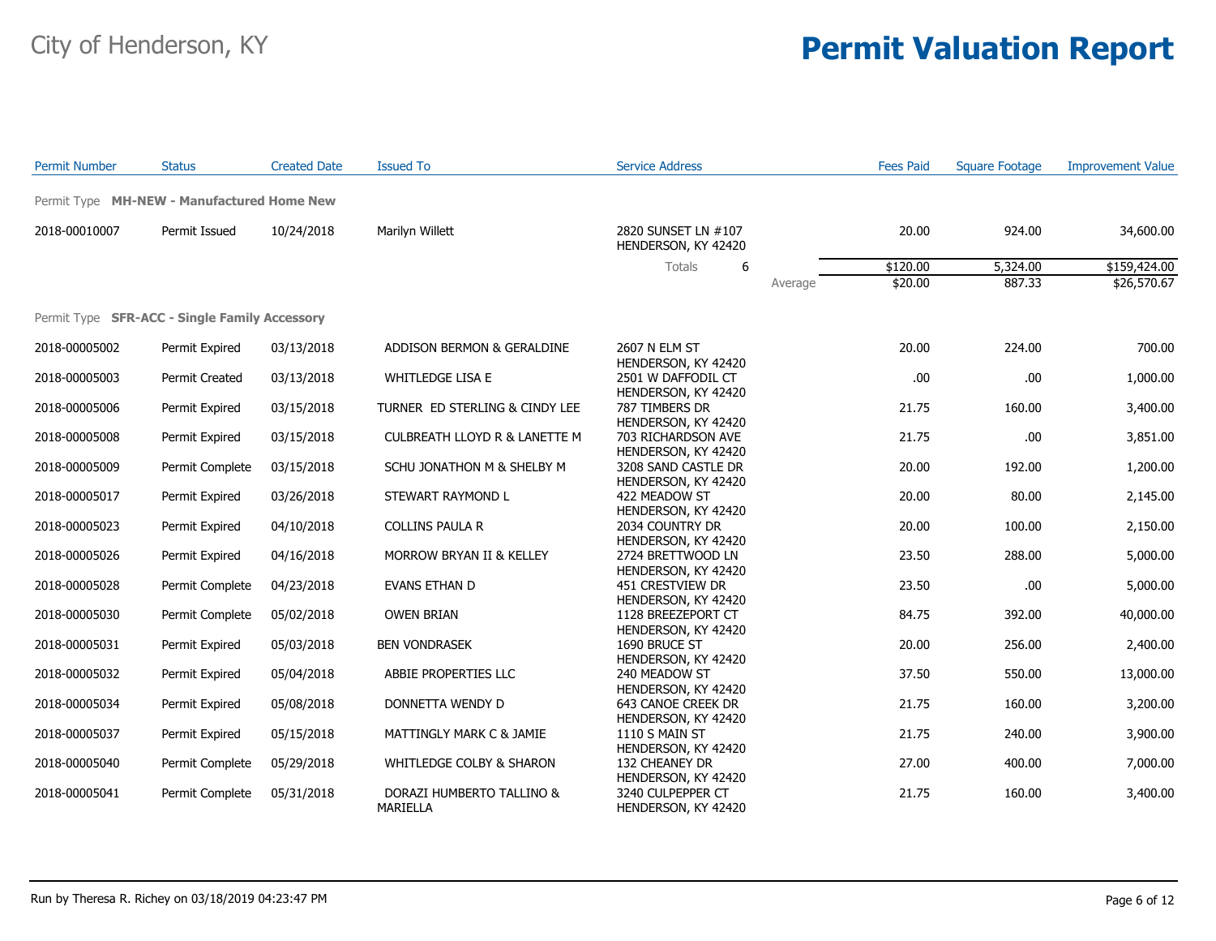City of Henderson, KY

# Permit Valuation Report

| Permit Number | Status | Created Date | Issued To | Service Address | Fees Paid | Square Footage | Improvement Value |
|---|---|---|---|---|---|---|---|
| **Permit Type MH-NEW - Manufactured Home New** | | | | | | | |
| 2018-00010007 | Permit Issued | 10/24/2018 | Marilyn Willett | 2820 SUNSET LN #107 HENDERSON, KY 42420 | 20.00 | 924.00 | 34,600.00 |
| | | | | Totals 6 | $120.00 | 5,324.00 | $159,424.00 |
| | | | | Average | $20.00 | 887.33 | $26,570.67 |
| **Permit Type SFR-ACC - Single Family Accessory** | | | | | | | |
| 2018-00005002 | Permit Expired | 03/13/2018 | ADDISON BERMON & GERALDINE | 2607 N ELM ST HENDERSON, KY 42420 | 20.00 | 224.00 | 700.00 |
| 2018-00005003 | Permit Created | 03/13/2018 | WHITLEDGE LISA E | 2501 W DAFFODIL CT HENDERSON, KY 42420 | .00 | .00 | 1,000.00 |
| 2018-00005006 | Permit Expired | 03/15/2018 | TURNER ED STERLING & CINDY LEE | 787 TIMBERS DR HENDERSON, KY 42420 | 21.75 | 160.00 | 3,400.00 |
| 2018-00005008 | Permit Expired | 03/15/2018 | CULBREATH LLOYD R & LANETTE M | 703 RICHARDSON AVE HENDERSON, KY 42420 | 21.75 | .00 | 3,851.00 |
| 2018-00005009 | Permit Complete | 03/15/2018 | SCHU JONATHON M & SHELBY M | 3208 SAND CASTLE DR HENDERSON, KY 42420 | 20.00 | 192.00 | 1,200.00 |
| 2018-00005017 | Permit Expired | 03/26/2018 | STEWART RAYMOND L | 422 MEADOW ST HENDERSON, KY 42420 | 20.00 | 80.00 | 2,145.00 |
| 2018-00005023 | Permit Expired | 04/10/2018 | COLLINS PAULA R | 2034 COUNTRY DR HENDERSON, KY 42420 | 20.00 | 100.00 | 2,150.00 |
| 2018-00005026 | Permit Expired | 04/16/2018 | MORROW BRYAN II & KELLEY | 2724 BRETTWOOD LN HENDERSON, KY 42420 | 23.50 | 288.00 | 5,000.00 |
| 2018-00005028 | Permit Complete | 04/23/2018 | EVANS ETHAN D | 451 CRESTVIEW DR HENDERSON, KY 42420 | 23.50 | .00 | 5,000.00 |
| 2018-00005030 | Permit Complete | 05/02/2018 | OWEN BRIAN | 1128 BREEZEPORT CT HENDERSON, KY 42420 | 84.75 | 392.00 | 40,000.00 |
| 2018-00005031 | Permit Expired | 05/03/2018 | BEN VONDRASEK | 1690 BRUCE ST HENDERSON, KY 42420 | 20.00 | 256.00 | 2,400.00 |
| 2018-00005032 | Permit Expired | 05/04/2018 | ABBIE PROPERTIES LLC | 240 MEADOW ST HENDERSON, KY 42420 | 37.50 | 550.00 | 13,000.00 |
| 2018-00005034 | Permit Expired | 05/08/2018 | DONNETTA WENDY D | 643 CANOE CREEK DR HENDERSON, KY 42420 | 21.75 | 160.00 | 3,200.00 |
| 2018-00005037 | Permit Expired | 05/15/2018 | MATTINGLY MARK C & JAMIE | 1110 S MAIN ST HENDERSON, KY 42420 | 21.75 | 240.00 | 3,900.00 |
| 2018-00005040 | Permit Complete | 05/29/2018 | WHITLEDGE COLBY & SHARON | 132 CHEANEY DR HENDERSON, KY 42420 | 27.00 | 400.00 | 7,000.00 |
| 2018-00005041 | Permit Complete | 05/31/2018 | DORAZI HUMBERTO TALLINO & MARIELLA | 3240 CULPEPPER CT HENDERSON, KY 42420 | 21.75 | 160.00 | 3,400.00 |

Run by Theresa R. Richey on 03/18/2019 04:23:47 PM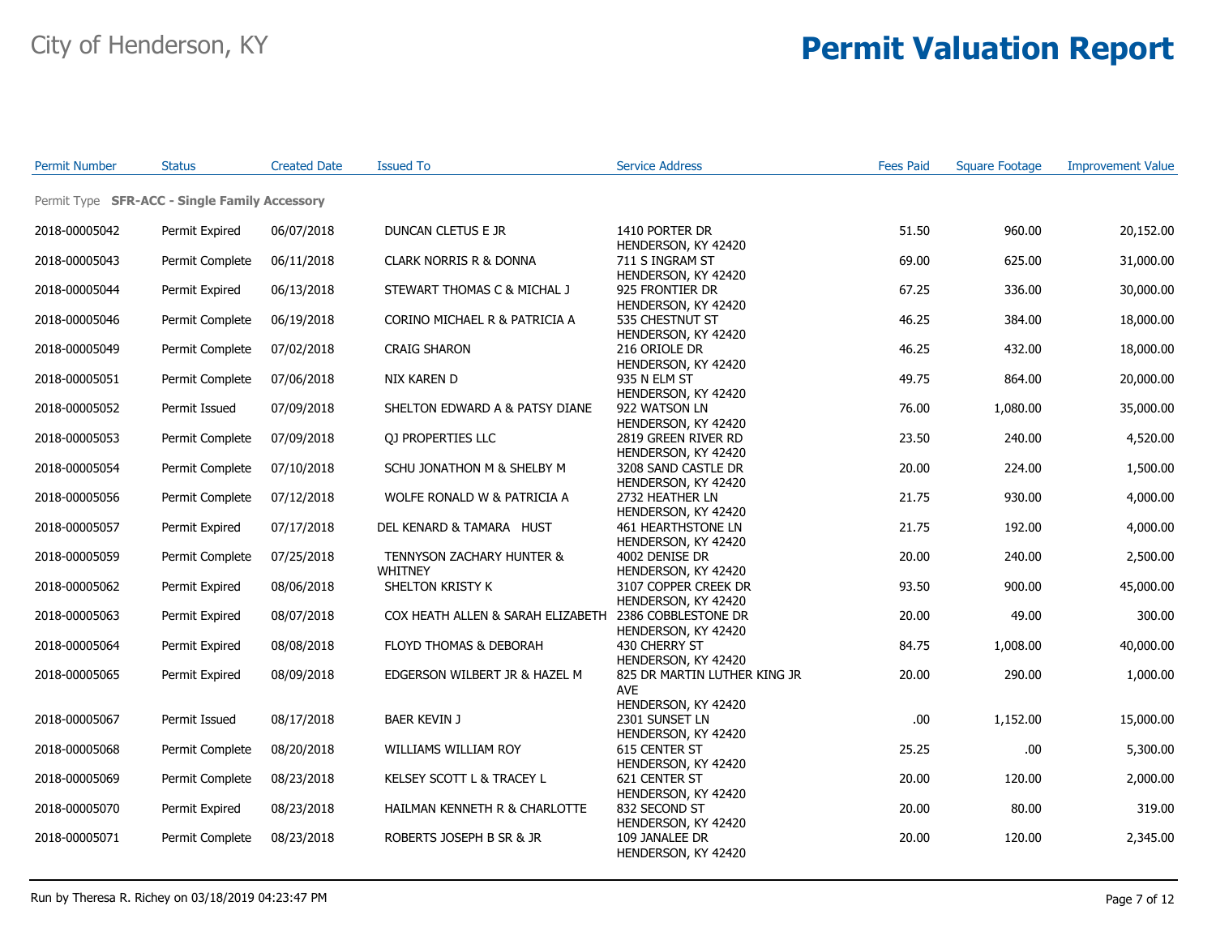City of Henderson, KY

# Permit Valuation Report

| Permit Number | Status | Created Date | Issued To | Service Address | Fees Paid | Square Footage | Improvement Value |
|---|---|---|---|---|---|---|---|
| Permit Type **SFR-ACC - Single Family Accessory** | | | | | | | |
| 2018-00005042 | Permit Expired | 06/07/2018 | DUNCAN CLETUS E JR | 1410 PORTER DR HENDERSON, KY 42420 | 51.50 | 960.00 | 20,152.00 |
| 2018-00005043 | Permit Complete | 06/11/2018 | CLARK NORRIS R & DONNA | 711 S INGRAM ST HENDERSON, KY 42420 | 69.00 | 625.00 | 31,000.00 |
| 2018-00005044 | Permit Expired | 06/13/2018 | STEWART THOMAS C & MICHAL J | 925 FRONTIER DR HENDERSON, KY 42420 | 67.25 | 336.00 | 30,000.00 |
| 2018-00005046 | Permit Complete | 06/19/2018 | CORINO MICHAEL R & PATRICIA A | 535 CHESTNUT ST HENDERSON, KY 42420 | 46.25 | 384.00 | 18,000.00 |
| 2018-00005049 | Permit Complete | 07/02/2018 | CRAIG SHARON | 216 ORIOLE DR HENDERSON, KY 42420 | 46.25 | 432.00 | 18,000.00 |
| 2018-00005051 | Permit Complete | 07/06/2018 | NIX KAREN D | 935 N ELM ST HENDERSON, KY 42420 | 49.75 | 864.00 | 20,000.00 |
| 2018-00005052 | Permit Issued | 07/09/2018 | SHELTON EDWARD A & PATSY DIANE | 922 WATSON LN HENDERSON, KY 42420 | 76.00 | 1,080.00 | 35,000.00 |
| 2018-00005053 | Permit Complete | 07/09/2018 | QJ PROPERTIES LLC | 2819 GREEN RIVER RD HENDERSON, KY 42420 | 23.50 | 240.00 | 4,520.00 |
| 2018-00005054 | Permit Complete | 07/10/2018 | SCHU JONATHON M & SHELBY M | 3208 SAND CASTLE DR HENDERSON, KY 42420 | 20.00 | 224.00 | 1,500.00 |
| 2018-00005056 | Permit Complete | 07/12/2018 | WOLFE RONALD W & PATRICIA A | 2732 HEATHER LN HENDERSON, KY 42420 | 21.75 | 930.00 | 4,000.00 |
| 2018-00005057 | Permit Expired | 07/17/2018 | DEL KENARD & TAMARA HUST | 461 HEARTHSTONE LN HENDERSON, KY 42420 | 21.75 | 192.00 | 4,000.00 |
| 2018-00005059 | Permit Complete | 07/25/2018 | TENNYSON ZACHARY HUNTER & WHITNEY | 4002 DENISE DR HENDERSON, KY 42420 | 20.00 | 240.00 | 2,500.00 |
| 2018-00005062 | Permit Expired | 08/06/2018 | SHELTON KRISTY K | 3107 COPPER CREEK DR HENDERSON, KY 42420 | 93.50 | 900.00 | 45,000.00 |
| 2018-00005063 | Permit Expired | 08/07/2018 | COX HEATH ALLEN & SARAH ELIZABETH | 2386 COBBLESTONE DR HENDERSON, KY 42420 | 20.00 | 49.00 | 300.00 |
| 2018-00005064 | Permit Expired | 08/08/2018 | FLOYD THOMAS & DEBORAH | 430 CHERRY ST HENDERSON, KY 42420 | 84.75 | 1,008.00 | 40,000.00 |
| 2018-00005065 | Permit Expired | 08/09/2018 | EDGERSON WILBERT JR & HAZEL M | 825 DR MARTIN LUTHER KING JR AVE HENDERSON, KY 42420 | 20.00 | 290.00 | 1,000.00 |
| 2018-00005067 | Permit Issued | 08/17/2018 | BAER KEVIN J | 2301 SUNSET LN HENDERSON, KY 42420 | .00 | 1,152.00 | 15,000.00 |
| 2018-00005068 | Permit Complete | 08/20/2018 | WILLIAMS WILLIAM ROY | 615 CENTER ST HENDERSON, KY 42420 | 25.25 | .00 | 5,300.00 |
| 2018-00005069 | Permit Complete | 08/23/2018 | KELSEY SCOTT L & TRACEY L | 621 CENTER ST HENDERSON, KY 42420 | 20.00 | 120.00 | 2,000.00 |
| 2018-00005070 | Permit Expired | 08/23/2018 | HAILMAN KENNETH R & CHARLOTTE | 832 SECOND ST HENDERSON, KY 42420 | 20.00 | 80.00 | 319.00 |
| 2018-00005071 | Permit Complete | 08/23/2018 | ROBERTS JOSEPH B SR & JR | 109 JANALEE DR HENDERSON, KY 42420 | 20.00 | 120.00 | 2,345.00 |

Run by Theresa R. Richey on 03/18/2019 04:23:47 PM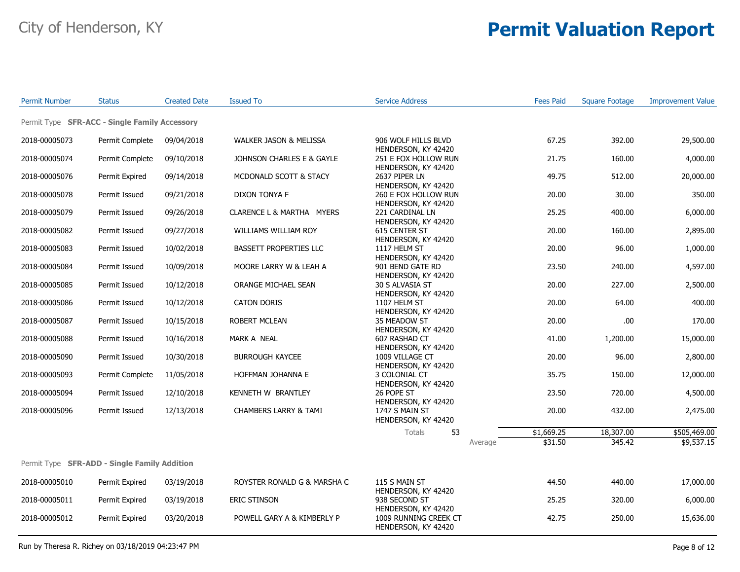# City of Henderson, KY

# Permit Valuation Report

| Permit Number | Status | Created Date | Issued To | Service Address | Fees Paid | Square Footage | Improvement Value |
|---|---|---|---|---|---|---|---|
| Permit Type **SFR-ACC - Single Family Accessory** | | | | | | | |
| 2018-00005073 | Permit Complete | 09/04/2018 | WALKER JASON & MELISSA | 906 WOLF HILLS BLVD HENDERSON, KY 42420 | 67.25 | 392.00 | 29,500.00 |
| 2018-00005074 | Permit Complete | 09/10/2018 | JOHNSON CHARLES E & GAYLE | 251 E FOX HOLLOW RUN HENDERSON, KY 42420 | 21.75 | 160.00 | 4,000.00 |
| 2018-00005076 | Permit Expired | 09/14/2018 | MCDONALD SCOTT & STACY | 2637 PIPER LN HENDERSON, KY 42420 | 49.75 | 512.00 | 20,000.00 |
| 2018-00005078 | Permit Issued | 09/21/2018 | DIXON TONYA F | 260 E FOX HOLLOW RUN HENDERSON, KY 42420 | 20.00 | 30.00 | 350.00 |
| 2018-00005079 | Permit Issued | 09/26/2018 | CLARENCE L & MARTHA MYERS | 221 CARDINAL LN HENDERSON, KY 42420 | 25.25 | 400.00 | 6,000.00 |
| 2018-00005082 | Permit Issued | 09/27/2018 | WILLIAMS WILLIAM ROY | 615 CENTER ST HENDERSON, KY 42420 | 20.00 | 160.00 | 2,895.00 |
| 2018-00005083 | Permit Issued | 10/02/2018 | BASSETT PROPERTIES LLC | 1117 HELM ST HENDERSON, KY 42420 | 20.00 | 96.00 | 1,000.00 |
| 2018-00005084 | Permit Issued | 10/09/2018 | MOORE LARRY W & LEAH A | 901 BEND GATE RD HENDERSON, KY 42420 | 23.50 | 240.00 | 4,597.00 |
| 2018-00005085 | Permit Issued | 10/12/2018 | ORANGE MICHAEL SEAN | 30 S ALVASIA ST HENDERSON, KY 42420 | 20.00 | 227.00 | 2,500.00 |
| 2018-00005086 | Permit Issued | 10/12/2018 | CATON DORIS | 1107 HELM ST HENDERSON, KY 42420 | 20.00 | 64.00 | 400.00 |
| 2018-00005087 | Permit Issued | 10/15/2018 | ROBERT MCLEAN | 35 MEADOW ST HENDERSON, KY 42420 | 20.00 | .00 | 170.00 |
| 2018-00005088 | Permit Issued | 10/16/2018 | MARK A NEAL | 607 RASHAD CT HENDERSON, KY 42420 | 41.00 | 1,200.00 | 15,000.00 |
| 2018-00005090 | Permit Issued | 10/30/2018 | BURROUGH KAYCEE | 1009 VILLAGE CT HENDERSON, KY 42420 | 20.00 | 96.00 | 2,800.00 |
| 2018-00005093 | Permit Complete | 11/05/2018 | HOFFMAN JOHANNA E | 3 COLONIAL CT HENDERSON, KY 42420 | 35.75 | 150.00 | 12,000.00 |
| 2018-00005094 | Permit Issued | 12/10/2018 | KENNETH W BRANTLEY | 26 POPE ST HENDERSON, KY 42420 | 23.50 | 720.00 | 4,500.00 |
| 2018-00005096 | Permit Issued | 12/13/2018 | CHAMBERS LARRY & TAMI | 1747 S MAIN ST HENDERSON, KY 42420 | 20.00 | 432.00 | 2,475.00 |
| | | | | Totals 53 | $1,669.25 | 18,307.00 | $505,469.00 |
| | | | | Average | $31.50 | 345.42 | $9,537.15 |
| Permit Type **SFR-ADD - Single Family Addition** | | | | | | | |
| 2018-00005010 | Permit Expired | 03/19/2018 | ROYSTER RONALD G & MARSHA C | 115 S MAIN ST HENDERSON, KY 42420 | 44.50 | 440.00 | 17,000.00 |
| 2018-00005011 | Permit Expired | 03/19/2018 | ERIC STINSON | 938 SECOND ST HENDERSON, KY 42420 | 25.25 | 320.00 | 6,000.00 |
| 2018-00005012 | Permit Expired | 03/20/2018 | POWELL GARY A & KIMBERLY P | 1009 RUNNING CREEK CT HENDERSON, KY 42420 | 42.75 | 250.00 | 15,636.00 |

Run by Theresa R. Richey on 03/18/2019 04:23:47 PM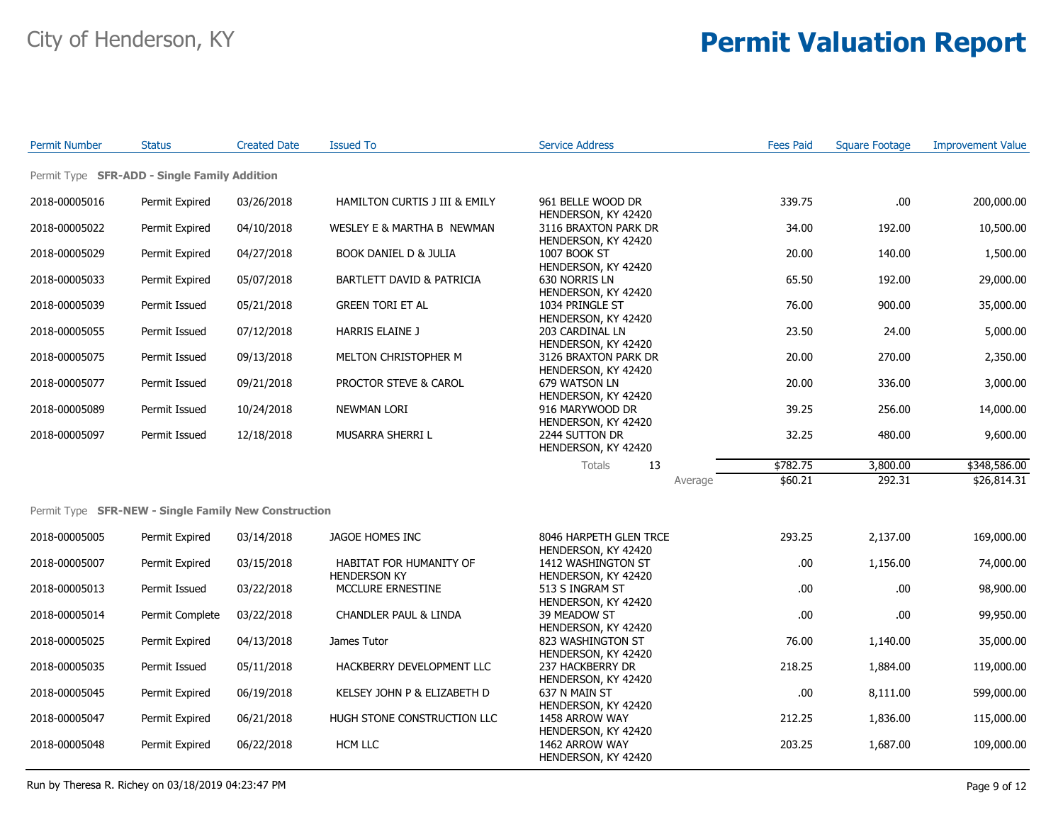City of Henderson, KY

# Permit Valuation Report

| Permit Number | Status | Created Date | Issued To | Service Address | Fees Paid | Square Footage | Improvement Value |
|---|---|---|---|---|---|---|---|
| Permit Type **SFR-ADD - Single Family Addition** | | | | | | | |
| 2018-00005016 | Permit Expired | 03/26/2018 | HAMILTON CURTIS J III & EMILY | 961 BELLE WOOD DR HENDERSON, KY 42420 | 339.75 | .00 | 200,000.00 |
| 2018-00005022 | Permit Expired | 04/10/2018 | WESLEY E & MARTHA B NEWMAN | 3116 BRAXTON PARK DR HENDERSON, KY 42420 | 34.00 | 192.00 | 10,500.00 |
| 2018-00005029 | Permit Expired | 04/27/2018 | BOOK DANIEL D & JULIA | 1007 BOOK ST HENDERSON, KY 42420 | 20.00 | 140.00 | 1,500.00 |
| 2018-00005033 | Permit Expired | 05/07/2018 | BARTLETT DAVID & PATRICIA | 630 NORRIS LN HENDERSON, KY 42420 | 65.50 | 192.00 | 29,000.00 |
| 2018-00005039 | Permit Issued | 05/21/2018 | GREEN TORI ET AL | 1034 PRINGLE ST HENDERSON, KY 42420 | 76.00 | 900.00 | 35,000.00 |
| 2018-00005055 | Permit Issued | 07/12/2018 | HARRIS ELAINE J | 203 CARDINAL LN HENDERSON, KY 42420 | 23.50 | 24.00 | 5,000.00 |
| 2018-00005075 | Permit Issued | 09/13/2018 | MELTON CHRISTOPHER M | 3126 BRAXTON PARK DR HENDERSON, KY 42420 | 20.00 | 270.00 | 2,350.00 |
| 2018-00005077 | Permit Issued | 09/21/2018 | PROCTOR STEVE & CAROL | 679 WATSON LN HENDERSON, KY 42420 | 20.00 | 336.00 | 3,000.00 |
| 2018-00005089 | Permit Issued | 10/24/2018 | NEWMAN LORI | 916 MARYWOOD DR HENDERSON, KY 42420 | 39.25 | 256.00 | 14,000.00 |
| 2018-00005097 | Permit Issued | 12/18/2018 | MUSARRA SHERRI L | 2244 SUTTON DR HENDERSON, KY 42420 | 32.25 | 480.00 | 9,600.00 |
| | | | | Totals 13 | $782.75 | 3,800.00 | $348,586.00 |
| | | | | Average | $60.21 | 292.31 | $26,814.31 |
| Permit Type **SFR-NEW - Single Family New Construction** | | | | | | | |
| 2018-00005005 | Permit Expired | 03/14/2018 | JAGOE HOMES INC | 8046 HARPETH GLEN TRCE HENDERSON, KY 42420 | 293.25 | 2,137.00 | 169,000.00 |
| 2018-00005007 | Permit Expired | 03/15/2018 | HABITAT FOR HUMANITY OF HENDERSON KY | 1412 WASHINGTON ST HENDERSON, KY 42420 | .00 | 1,156.00 | 74,000.00 |
| 2018-00005013 | Permit Issued | 03/22/2018 | MCCLURE ERNESTINE | 513 S INGRAM ST HENDERSON, KY 42420 | .00 | .00 | 98,900.00 |
| 2018-00005014 | Permit Complete | 03/22/2018 | CHANDLER PAUL & LINDA | 39 MEADOW ST HENDERSON, KY 42420 | .00 | .00 | 99,950.00 |
| 2018-00005025 | Permit Expired | 04/13/2018 | James Tutor | 823 WASHINGTON ST HENDERSON, KY 42420 | 76.00 | 1,140.00 | 35,000.00 |
| 2018-00005035 | Permit Issued | 05/11/2018 | HACKBERRY DEVELOPMENT LLC | 237 HACKBERRY DR HENDERSON, KY 42420 | 218.25 | 1,884.00 | 119,000.00 |
| 2018-00005045 | Permit Expired | 06/19/2018 | KELSEY JOHN P & ELIZABETH D | 637 N MAIN ST HENDERSON, KY 42420 | .00 | 8,111.00 | 599,000.00 |
| 2018-00005047 | Permit Expired | 06/21/2018 | HUGH STONE CONSTRUCTION LLC | 1458 ARROW WAY HENDERSON, KY 42420 | 212.25 | 1,836.00 | 115,000.00 |
| 2018-00005048 | Permit Expired | 06/22/2018 | HCM LLC | 1462 ARROW WAY HENDERSON, KY 42420 | 203.25 | 1,687.00 | 109,000.00 |

Run by Theresa R. Richey on 03/18/2019 04:23:47 PM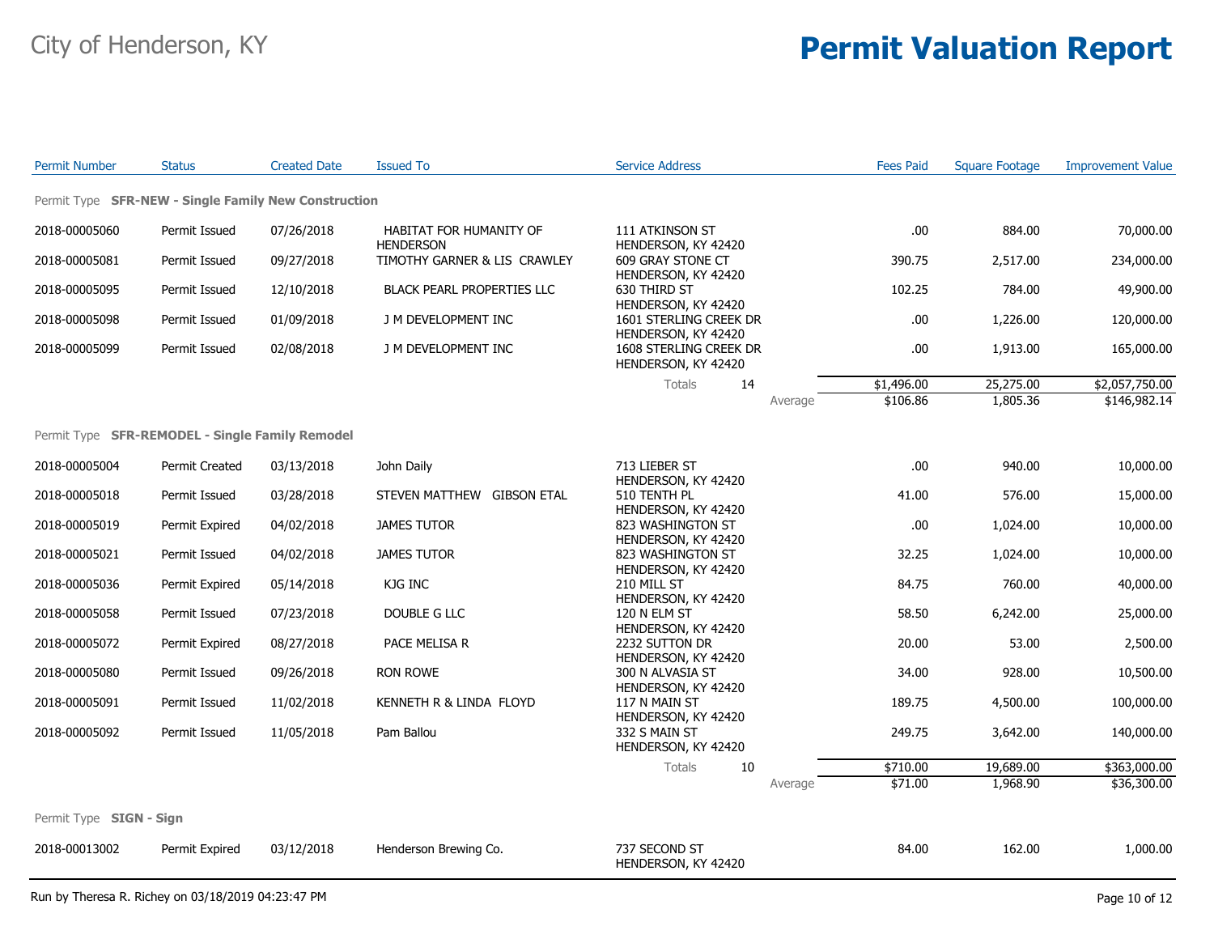# City of Henderson, KY

# Permit Valuation Report

| Permit Number | Status | Created Date | Issued To | Service Address | Fees Paid | Square Footage | Improvement Value |
|---|---|---|---|---|---|---|---|
| **Permit Type SFR-NEW - Single Family New Construction** | | | | | | | |
| 2018-00005060 | Permit Issued | 07/26/2018 | HABITAT FOR HUMANITY OF HENDERSON | 111 ATKINSON ST HENDERSON, KY 42420 | .00 | 884.00 | 70,000.00 |
| 2018-00005081 | Permit Issued | 09/27/2018 | TIMOTHY GARNER & LIS CRAWLEY | 609 GRAY STONE CT HENDERSON, KY 42420 | 390.75 | 2,517.00 | 234,000.00 |
| 2018-00005095 | Permit Issued | 12/10/2018 | BLACK PEARL PROPERTIES LLC | 630 THIRD ST HENDERSON, KY 42420 | 102.25 | 784.00 | 49,900.00 |
| 2018-00005098 | Permit Issued | 01/09/2018 | J M DEVELOPMENT INC | 1601 STERLING CREEK DR HENDERSON, KY 42420 | .00 | 1,226.00 | 120,000.00 |
| 2018-00005099 | Permit Issued | 02/08/2018 | J M DEVELOPMENT INC | 1608 STERLING CREEK DR HENDERSON, KY 42420 | .00 | 1,913.00 | 165,000.00 |
| | | | | Totals 14 | $1,496.00 | 25,275.00 | $2,057,750.00 |
| | | | | Average | $106.86 | 1,805.36 | $146,982.14 |
| **Permit Type SFR-REMODEL - Single Family Remodel** | | | | | | | |
| 2018-00005004 | Permit Created | 03/13/2018 | John Daily | 713 LIEBER ST HENDERSON, KY 42420 | .00 | 940.00 | 10,000.00 |
| 2018-00005018 | Permit Issued | 03/28/2018 | STEVEN MATTHEW GIBSON ETAL | 510 TENTH PL HENDERSON, KY 42420 | 41.00 | 576.00 | 15,000.00 |
| 2018-00005019 | Permit Expired | 04/02/2018 | JAMES TUTOR | 823 WASHINGTON ST HENDERSON, KY 42420 | .00 | 1,024.00 | 10,000.00 |
| 2018-00005021 | Permit Issued | 04/02/2018 | JAMES TUTOR | 823 WASHINGTON ST HENDERSON, KY 42420 | 32.25 | 1,024.00 | 10,000.00 |
| 2018-00005036 | Permit Expired | 05/14/2018 | KJG INC | 210 MILL ST HENDERSON, KY 42420 | 84.75 | 760.00 | 40,000.00 |
| 2018-00005058 | Permit Issued | 07/23/2018 | DOUBLE G LLC | 120 N ELM ST HENDERSON, KY 42420 | 58.50 | 6,242.00 | 25,000.00 |
| 2018-00005072 | Permit Expired | 08/27/2018 | PACE MELISA R | 2232 SUTTON DR HENDERSON, KY 42420 | 20.00 | 53.00 | 2,500.00 |
| 2018-00005080 | Permit Issued | 09/26/2018 | RON ROWE | 300 N ALVASIA ST HENDERSON, KY 42420 | 34.00 | 928.00 | 10,500.00 |
| 2018-00005091 | Permit Issued | 11/02/2018 | KENNETH R & LINDA FLOYD | 117 N MAIN ST HENDERSON, KY 42420 | 189.75 | 4,500.00 | 100,000.00 |
| 2018-00005092 | Permit Issued | 11/05/2018 | Pam Ballou | 332 S MAIN ST HENDERSON, KY 42420 | 249.75 | 3,642.00 | 140,000.00 |
| | | | | Totals 10 | $710.00 | 19,689.00 | $363,000.00 |
| | | | | Average | $71.00 | 1,968.90 | $36,300.00 |
| **Permit Type SIGN - Sign** | | | | | | | |
| 2018-00013002 | Permit Expired | 03/12/2018 | Henderson Brewing Co. | 737 SECOND ST HENDERSON, KY 42420 | 84.00 | 162.00 | 1,000.00 |

Run by Theresa R. Richey on 03/18/2019 04:23:47 PM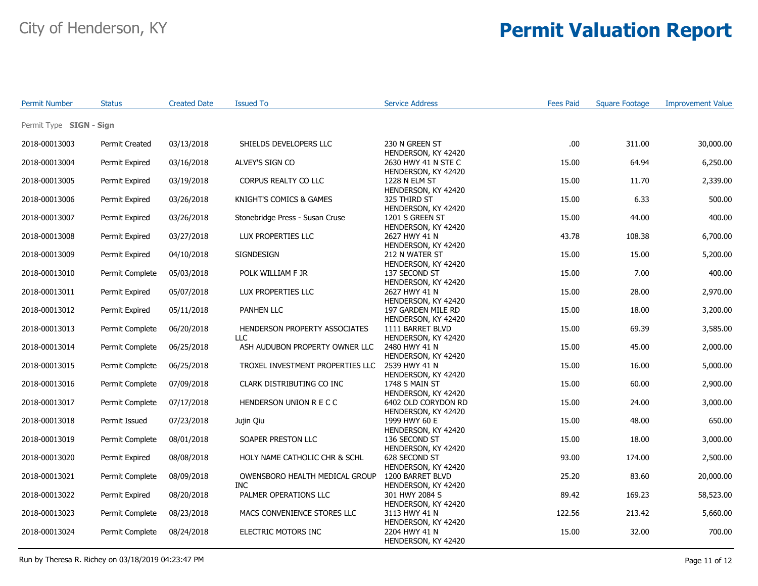# City of Henderson, KY

# Permit Valuation Report

| Permit Number | Status | Created Date | Issued To | Service Address | Fees Paid | Square Footage | Improvement Value |
|---|---|---|---|---|---|---|---|
| **Permit Type SIGN - Sign** | | | | | | | |
| 2018-00013003 | Permit Created | 03/13/2018 | SHIELDS DEVELOPERS LLC | 230 N GREEN ST HENDERSON, KY 42420 | .00 | 311.00 | 30,000.00 |
| 2018-00013004 | Permit Expired | 03/16/2018 | ALVEY'S SIGN CO | 2630 HWY 41 N STE C HENDERSON, KY 42420 | 15.00 | 64.94 | 6,250.00 |
| 2018-00013005 | Permit Expired | 03/19/2018 | CORPUS REALTY CO LLC | 1228 N ELM ST HENDERSON, KY 42420 | 15.00 | 11.70 | 2,339.00 |
| 2018-00013006 | Permit Expired | 03/26/2018 | KNIGHT'S COMICS & GAMES | 325 THIRD ST HENDERSON, KY 42420 | 15.00 | 6.33 | 500.00 |
| 2018-00013007 | Permit Expired | 03/26/2018 | Stonebridge Press - Susan Cruse | 1201 S GREEN ST HENDERSON, KY 42420 | 15.00 | 44.00 | 400.00 |
| 2018-00013008 | Permit Expired | 03/27/2018 | LUX PROPERTIES LLC | 2627 HWY 41 N HENDERSON, KY 42420 | 43.78 | 108.38 | 6,700.00 |
| 2018-00013009 | Permit Expired | 04/10/2018 | SIGNDESIGN | 212 N WATER ST HENDERSON, KY 42420 | 15.00 | 15.00 | 5,200.00 |
| 2018-00013010 | Permit Complete | 05/03/2018 | POLK WILLIAM F JR | 137 SECOND ST HENDERSON, KY 42420 | 15.00 | 7.00 | 400.00 |
| 2018-00013011 | Permit Expired | 05/07/2018 | LUX PROPERTIES LLC | 2627 HWY 41 N HENDERSON, KY 42420 | 15.00 | 28.00 | 2,970.00 |
| 2018-00013012 | Permit Expired | 05/11/2018 | PANHEN LLC | 197 GARDEN MILE RD HENDERSON, KY 42420 | 15.00 | 18.00 | 3,200.00 |
| 2018-00013013 | Permit Complete | 06/20/2018 | HENDERSON PROPERTY ASSOCIATES LLC | 1111 BARRET BLVD HENDERSON, KY 42420 | 15.00 | 69.39 | 3,585.00 |
| 2018-00013014 | Permit Complete | 06/25/2018 | ASH AUDUBON PROPERTY OWNER LLC | 2480 HWY 41 N HENDERSON, KY 42420 | 15.00 | 45.00 | 2,000.00 |
| 2018-00013015 | Permit Complete | 06/25/2018 | TROXEL INVESTMENT PROPERTIES LLC | 2539 HWY 41 N HENDERSON, KY 42420 | 15.00 | 16.00 | 5,000.00 |
| 2018-00013016 | Permit Complete | 07/09/2018 | CLARK DISTRIBUTING CO INC | 1748 S MAIN ST HENDERSON, KY 42420 | 15.00 | 60.00 | 2,900.00 |
| 2018-00013017 | Permit Complete | 07/17/2018 | HENDERSON UNION R E C C | 6402 OLD CORYDON RD HENDERSON, KY 42420 | 15.00 | 24.00 | 3,000.00 |
| 2018-00013018 | Permit Issued | 07/23/2018 | Jujin Qiu | 1999 HWY 60 E HENDERSON, KY 42420 | 15.00 | 48.00 | 650.00 |
| 2018-00013019 | Permit Complete | 08/01/2018 | SOAPER PRESTON LLC | 136 SECOND ST HENDERSON, KY 42420 | 15.00 | 18.00 | 3,000.00 |
| 2018-00013020 | Permit Expired | 08/08/2018 | HOLY NAME CATHOLIC CHR & SCHL | 628 SECOND ST HENDERSON, KY 42420 | 93.00 | 174.00 | 2,500.00 |
| 2018-00013021 | Permit Complete | 08/09/2018 | OWENSBORO HEALTH MEDICAL GROUP INC | 1200 BARRET BLVD HENDERSON, KY 42420 | 25.20 | 83.60 | 20,000.00 |
| 2018-00013022 | Permit Expired | 08/20/2018 | PALMER OPERATIONS LLC | 301 HWY 2084 S HENDERSON, KY 42420 | 89.42 | 169.23 | 58,523.00 |
| 2018-00013023 | Permit Complete | 08/23/2018 | MACS CONVENIENCE STORES LLC | 3113 HWY 41 N HENDERSON, KY 42420 | 122.56 | 213.42 | 5,660.00 |
| 2018-00013024 | Permit Complete | 08/24/2018 | ELECTRIC MOTORS INC | 2204 HWY 41 N HENDERSON, KY 42420 | 15.00 | 32.00 | 700.00 |

Run by Theresa R. Richey on 03/18/2019 04:23:47 PM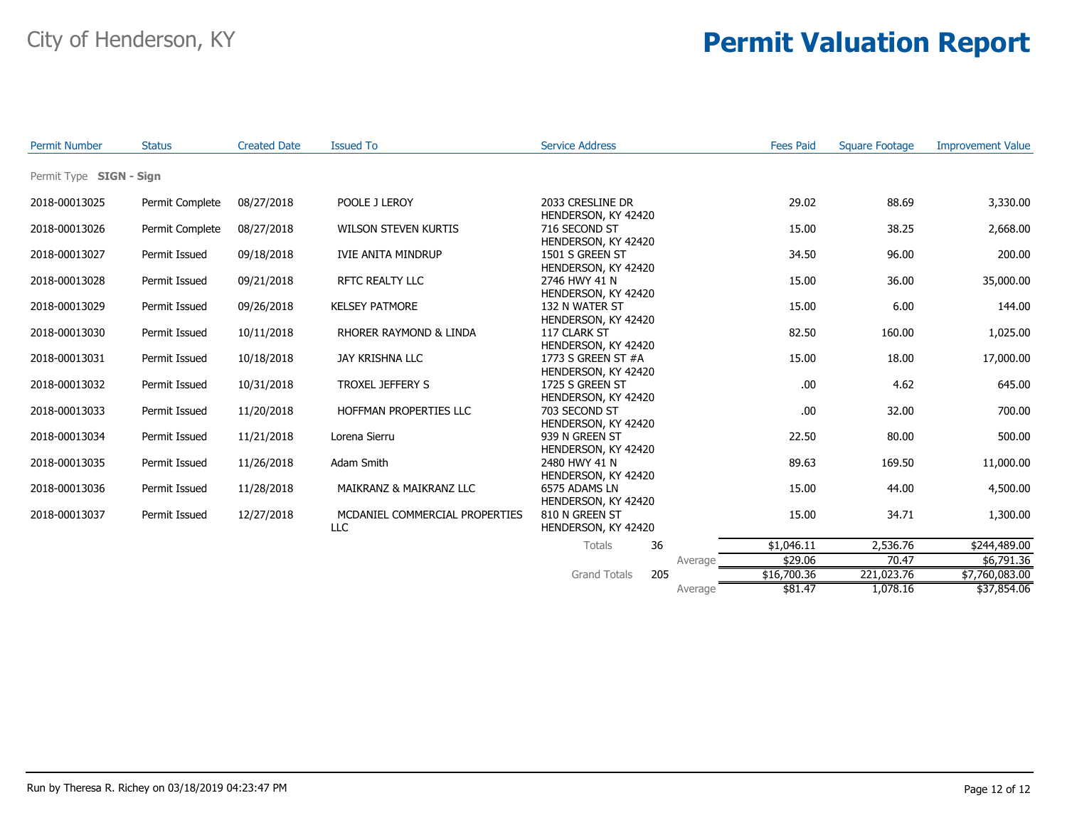City of Henderson, KY

# Permit Valuation Report

| Permit Number | Status | Created Date | Issued To | Service Address | | Fees Paid | Square Footage | Improvement Value |
|---|---|---|---|---|---|---|---|---|
| Permit Type **SIGN - Sign** | | | | | | | | |
| 2018-00013025 | Permit Complete | 08/27/2018 | POOLE J LEROY | 2033 CRESLINE DR HENDERSON, KY 42420 | | 29.02 | 88.69 | 3,330.00 |
| 2018-00013026 | Permit Complete | 08/27/2018 | WILSON STEVEN KURTIS | 716 SECOND ST HENDERSON, KY 42420 | | 15.00 | 38.25 | 2,668.00 |
| 2018-00013027 | Permit Issued | 09/18/2018 | IVIE ANITA MINDRUP | 1501 S GREEN ST HENDERSON, KY 42420 | | 34.50 | 96.00 | 200.00 |
| 2018-00013028 | Permit Issued | 09/21/2018 | RFTC REALTY LLC | 2746 HWY 41 N HENDERSON, KY 42420 | | 15.00 | 36.00 | 35,000.00 |
| 2018-00013029 | Permit Issued | 09/26/2018 | KELSEY PATMORE | 132 N WATER ST HENDERSON, KY 42420 | | 15.00 | 6.00 | 144.00 |
| 2018-00013030 | Permit Issued | 10/11/2018 | RHORER RAYMOND & LINDA | 117 CLARK ST HENDERSON, KY 42420 | | 82.50 | 160.00 | 1,025.00 |
| 2018-00013031 | Permit Issued | 10/18/2018 | JAY KRISHNA LLC | 1773 S GREEN ST #A HENDERSON, KY 42420 | | 15.00 | 18.00 | 17,000.00 |
| 2018-00013032 | Permit Issued | 10/31/2018 | TROXEL JEFFERY S | 1725 S GREEN ST HENDERSON, KY 42420 | | .00 | 4.62 | 645.00 |
| 2018-00013033 | Permit Issued | 11/20/2018 | HOFFMAN PROPERTIES LLC | 703 SECOND ST HENDERSON, KY 42420 | | .00 | 32.00 | 700.00 |
| 2018-00013034 | Permit Issued | 11/21/2018 | Lorena Sierru | 939 N GREEN ST HENDERSON, KY 42420 | | 22.50 | 80.00 | 500.00 |
| 2018-00013035 | Permit Issued | 11/26/2018 | Adam Smith | 2480 HWY 41 N HENDERSON, KY 42420 | | 89.63 | 169.50 | 11,000.00 |
| 2018-00013036 | Permit Issued | 11/28/2018 | MAIKRANZ & MAIKRANZ LLC | 6575 ADAMS LN HENDERSON, KY 42420 | | 15.00 | 44.00 | 4,500.00 |
| 2018-00013037 | Permit Issued | 12/27/2018 | MCDANIEL COMMERCIAL PROPERTIES LLC | 810 N GREEN ST HENDERSON, KY 42420 | | 15.00 | 34.71 | 1,300.00 |
| | | | | Totals | 36 | $1,046.11 | 2,536.76 | $244,489.00 |
| | | | | | Average | $29.06 | 70.47 | $6,791.36 |
| | | | | Grand Totals | 205 | $16,700.36 | 221,023.76 | $7,760,083.00 |
| | | | | | Average | $81.47 | 1,078.16 | $37,854.06 |

Run by Theresa R. Richey on 03/18/2019 04:23:47 PM